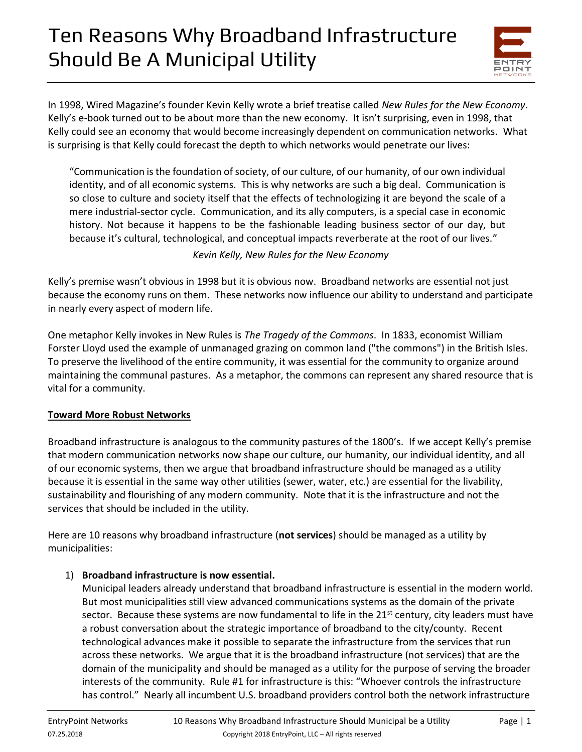# Ten Reasons Why Broadband Infrastructure Should Be A Municipal Utility

In 1998, Wired Magazine's founder Kevin Kelly wrote a brief treatise called *New Rules for the New Economy*. Kelly's e-book turned out to be about more than the new economy. It isn't surprising, even in 1998, that Kelly could see an economy that would become increasingly dependent on communication networks. What is surprising is that Kelly could forecast the depth to which networks would penetrate our lives:

> "Communication is the foundation of society, of our culture, of our humanity, of our own individual identity, and of all economic systems. This is why networks are such a big deal. Communication is so close to culture and society itself that the effects of technologizing it are beyond the scale of a mere industrial-sector cycle. Communication, and its ally computers, is a special case in economic history. Not because it happens to be the fashionable leading business sector of our day, but because it's cultural, technological, and conceptual impacts reverberate at the root of our lives."
>
> *Kevin Kelly, New Rules for the New Economy*

Kelly's premise wasn't obvious in 1998 but it is obvious now. Broadband networks are essential not just because the economy runs on them. These networks now influence our ability to understand and participate in nearly every aspect of modern life.

One metaphor Kelly invokes in New Rules is *The Tragedy of the Commons*. In 1833, economist William Forster Lloyd used the example of unmanaged grazing on common land ("the commons") in the British Isles. To preserve the livelihood of the entire community, it was essential for the community to organize around maintaining the communal pastures. As a metaphor, the commons can represent any shared resource that is vital for a community.

## Toward More Robust Networks

Broadband infrastructure is analogous to the community pastures of the 1800's. If we accept Kelly's premise that modern communication networks now shape our culture, our humanity, our individual identity, and all of our economic systems, then we argue that broadband infrastructure should be managed as a utility because it is essential in the same way other utilities (sewer, water, etc.) are essential for the livability, sustainability and flourishing of any modern community. Note that it is the infrastructure and not the services that should be included in the utility.

Here are 10 reasons why broadband infrastructure (**not services**) should be managed as a utility by municipalities:

1) **Broadband infrastructure is now essential.**
   Municipal leaders already understand that broadband infrastructure is essential in the modern world. But most municipalities still view advanced communications systems as the domain of the private sector. Because these systems are now fundamental to life in the 21st century, city leaders must have a robust conversation about the strategic importance of broadband to the city/county. Recent technological advances make it possible to separate the infrastructure from the services that run across these networks. We argue that it is the broadband infrastructure (not services) that are the domain of the municipality and should be managed as a utility for the purpose of serving the broader interests of the community. Rule #1 for infrastructure is this: "Whoever controls the infrastructure has control." Nearly all incumbent U.S. broadband providers control both the network infrastructure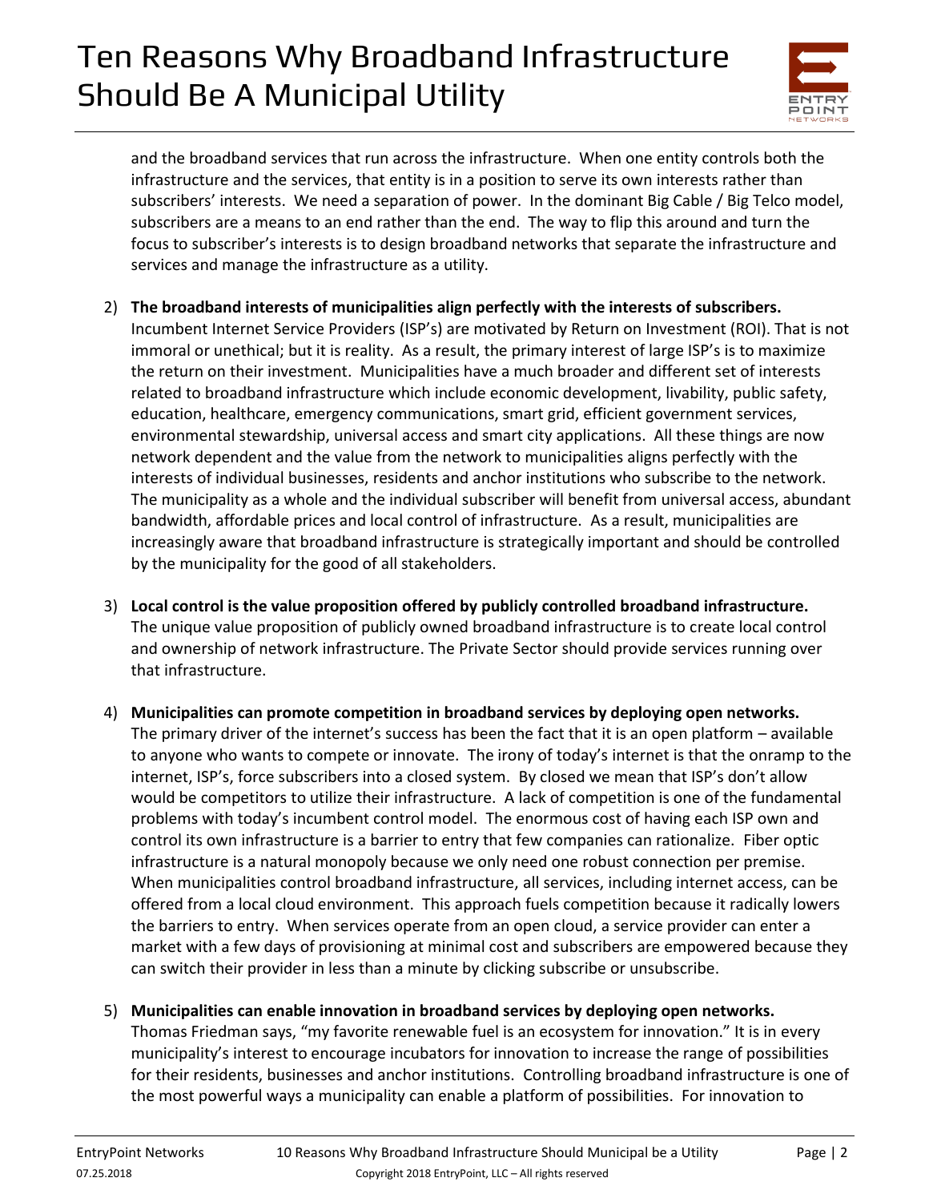and the broadband services that run across the infrastructure. When one entity controls both the infrastructure and the services, that entity is in a position to serve its own interests rather than subscribers' interests. We need a separation of power. In the dominant Big Cable / Big Telco model, subscribers are a means to an end rather than the end. The way to flip this around and turn the focus to subscriber's interests is to design broadband networks that separate the infrastructure and services and manage the infrastructure as a utility.

2) **The broadband interests of municipalities align perfectly with the interests of subscribers.** Incumbent Internet Service Providers (ISP's) are motivated by Return on Investment (ROI). That is not immoral or unethical; but it is reality. As a result, the primary interest of large ISP's is to maximize the return on their investment. Municipalities have a much broader and different set of interests related to broadband infrastructure which include economic development, livability, public safety, education, healthcare, emergency communications, smart grid, efficient government services, environmental stewardship, universal access and smart city applications. All these things are now network dependent and the value from the network to municipalities aligns perfectly with the interests of individual businesses, residents and anchor institutions who subscribe to the network. The municipality as a whole and the individual subscriber will benefit from universal access, abundant bandwidth, affordable prices and local control of infrastructure. As a result, municipalities are increasingly aware that broadband infrastructure is strategically important and should be controlled by the municipality for the good of all stakeholders.

3) **Local control is the value proposition offered by publicly controlled broadband infrastructure.** The unique value proposition of publicly owned broadband infrastructure is to create local control and ownership of network infrastructure. The Private Sector should provide services running over that infrastructure.

4) **Municipalities can promote competition in broadband services by deploying open networks.** The primary driver of the internet's success has been the fact that it is an open platform – available to anyone who wants to compete or innovate. The irony of today's internet is that the onramp to the internet, ISP's, force subscribers into a closed system. By closed we mean that ISP's don't allow would be competitors to utilize their infrastructure. A lack of competition is one of the fundamental problems with today's incumbent control model. The enormous cost of having each ISP own and control its own infrastructure is a barrier to entry that few companies can rationalize. Fiber optic infrastructure is a natural monopoly because we only need one robust connection per premise. When municipalities control broadband infrastructure, all services, including internet access, can be offered from a local cloud environment. This approach fuels competition because it radically lowers the barriers to entry. When services operate from an open cloud, a service provider can enter a market with a few days of provisioning at minimal cost and subscribers are empowered because they can switch their provider in less than a minute by clicking subscribe or unsubscribe.

5) **Municipalities can enable innovation in broadband services by deploying open networks.** Thomas Friedman says, "my favorite renewable fuel is an ecosystem for innovation." It is in every municipality's interest to encourage incubators for innovation to increase the range of possibilities for their residents, businesses and anchor institutions. Controlling broadband infrastructure is one of the most powerful ways a municipality can enable a platform of possibilities. For innovation to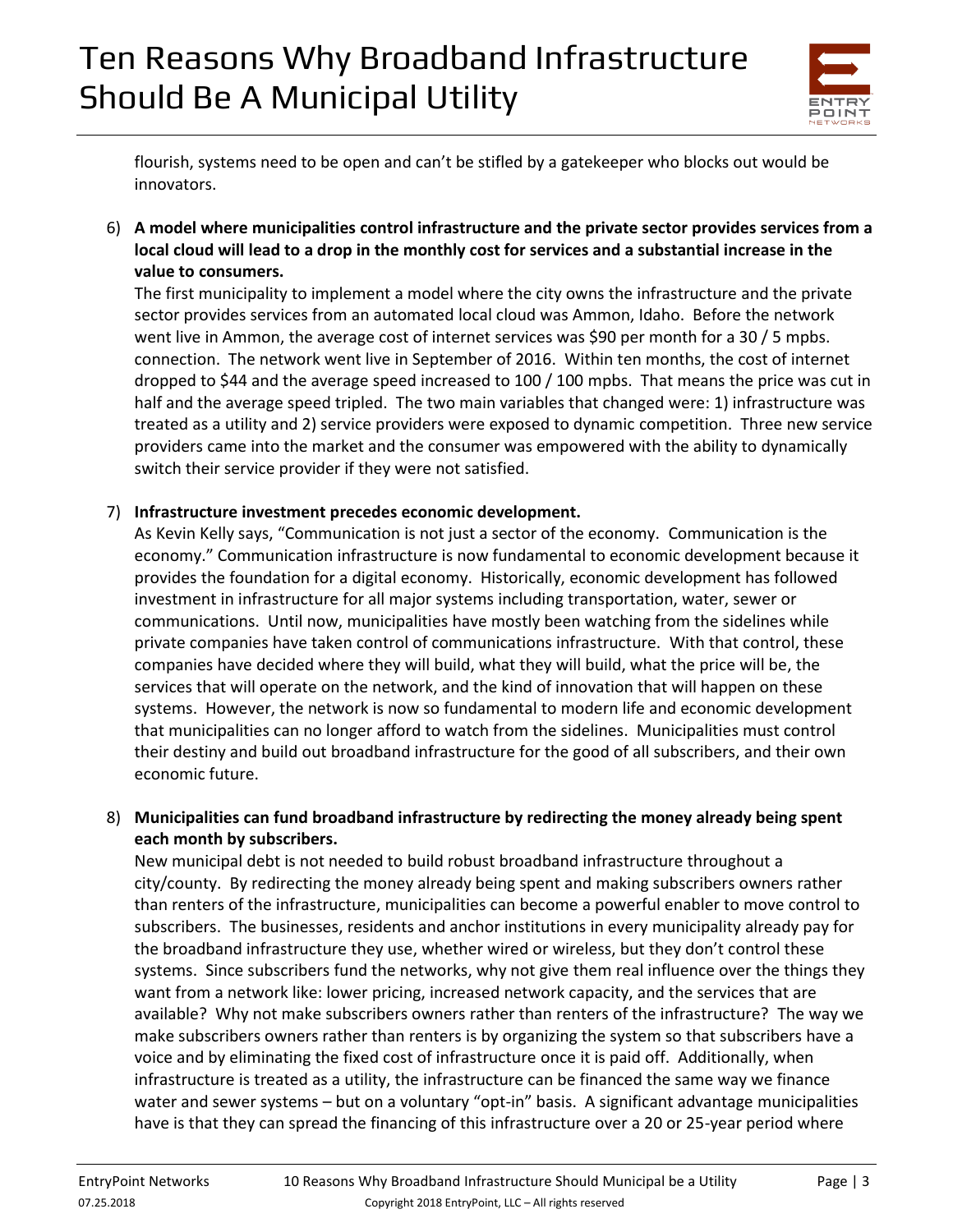flourish, systems need to be open and can't be stifled by a gatekeeper who blocks out would be innovators.

6) **A model where municipalities control infrastructure and the private sector provides services from a local cloud will lead to a drop in the monthly cost for services and a substantial increase in the value to consumers.**
   The first municipality to implement a model where the city owns the infrastructure and the private sector provides services from an automated local cloud was Ammon, Idaho. Before the network went live in Ammon, the average cost of internet services was $90 per month for a 30 / 5 mpbs. connection. The network went live in September of 2016. Within ten months, the cost of internet dropped to $44 and the average speed increased to 100 / 100 mpbs. That means the price was cut in half and the average speed tripled. The two main variables that changed were: 1) infrastructure was treated as a utility and 2) service providers were exposed to dynamic competition. Three new service providers came into the market and the consumer was empowered with the ability to dynamically switch their service provider if they were not satisfied.

7) **Infrastructure investment precedes economic development.**
   As Kevin Kelly says, "Communication is not just a sector of the economy. Communication is the economy." Communication infrastructure is now fundamental to economic development because it provides the foundation for a digital economy. Historically, economic development has followed investment in infrastructure for all major systems including transportation, water, sewer or communications. Until now, municipalities have mostly been watching from the sidelines while private companies have taken control of communications infrastructure. With that control, these companies have decided where they will build, what they will build, what the price will be, the services that will operate on the network, and the kind of innovation that will happen on these systems. However, the network is now so fundamental to modern life and economic development that municipalities can no longer afford to watch from the sidelines. Municipalities must control their destiny and build out broadband infrastructure for the good of all subscribers, and their own economic future.

8) **Municipalities can fund broadband infrastructure by redirecting the money already being spent each month by subscribers.**
   New municipal debt is not needed to build robust broadband infrastructure throughout a city/county. By redirecting the money already being spent and making subscribers owners rather than renters of the infrastructure, municipalities can become a powerful enabler to move control to subscribers. The businesses, residents and anchor institutions in every municipality already pay for the broadband infrastructure they use, whether wired or wireless, but they don't control these systems. Since subscribers fund the networks, why not give them real influence over the things they want from a network like: lower pricing, increased network capacity, and the services that are available? Why not make subscribers owners rather than renters of the infrastructure? The way we make subscribers owners rather than renters is by organizing the system so that subscribers have a voice and by eliminating the fixed cost of infrastructure once it is paid off. Additionally, when infrastructure is treated as a utility, the infrastructure can be financed the same way we finance water and sewer systems – but on a voluntary "opt-in" basis. A significant advantage municipalities have is that they can spread the financing of this infrastructure over a 20 or 25-year period where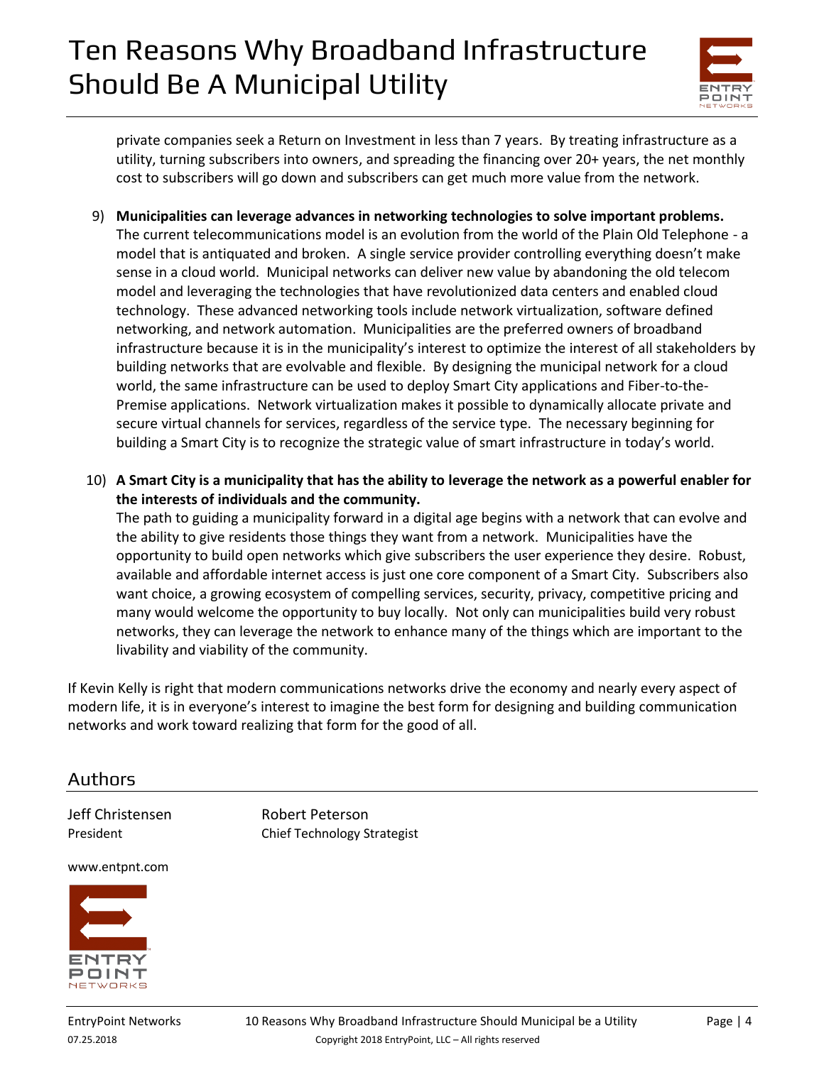private companies seek a Return on Investment in less than 7 years. By treating infrastructure as a utility, turning subscribers into owners, and spreading the financing over 20+ years, the net monthly cost to subscribers will go down and subscribers can get much more value from the network.

9) **Municipalities can leverage advances in networking technologies to solve important problems.** The current telecommunications model is an evolution from the world of the Plain Old Telephone - a model that is antiquated and broken. A single service provider controlling everything doesn't make sense in a cloud world. Municipal networks can deliver new value by abandoning the old telecom model and leveraging the technologies that have revolutionized data centers and enabled cloud technology. These advanced networking tools include network virtualization, software defined networking, and network automation. Municipalities are the preferred owners of broadband infrastructure because it is in the municipality's interest to optimize the interest of all stakeholders by building networks that are evolvable and flexible. By designing the municipal network for a cloud world, the same infrastructure can be used to deploy Smart City applications and Fiber-to-the-Premise applications. Network virtualization makes it possible to dynamically allocate private and secure virtual channels for services, regardless of the service type. The necessary beginning for building a Smart City is to recognize the strategic value of smart infrastructure in today's world.

10) **A Smart City is a municipality that has the ability to leverage the network as a powerful enabler for the interests of individuals and the community.** The path to guiding a municipality forward in a digital age begins with a network that can evolve and the ability to give residents those things they want from a network. Municipalities have the opportunity to build open networks which give subscribers the user experience they desire. Robust, available and affordable internet access is just one core component of a Smart City. Subscribers also want choice, a growing ecosystem of compelling services, security, privacy, competitive pricing and many would welcome the opportunity to buy locally. Not only can municipalities build very robust networks, they can leverage the network to enhance many of the things which are important to the livability and viability of the community.

If Kevin Kelly is right that modern communications networks drive the economy and nearly every aspect of modern life, it is in everyone's interest to imagine the best form for designing and building communication networks and work toward realizing that form for the good of all.

## Authors

Jeff Christensen
President

Robert Peterson
Chief Technology Strategist

www.entpnt.com

ENTRY POINT NETWORKS